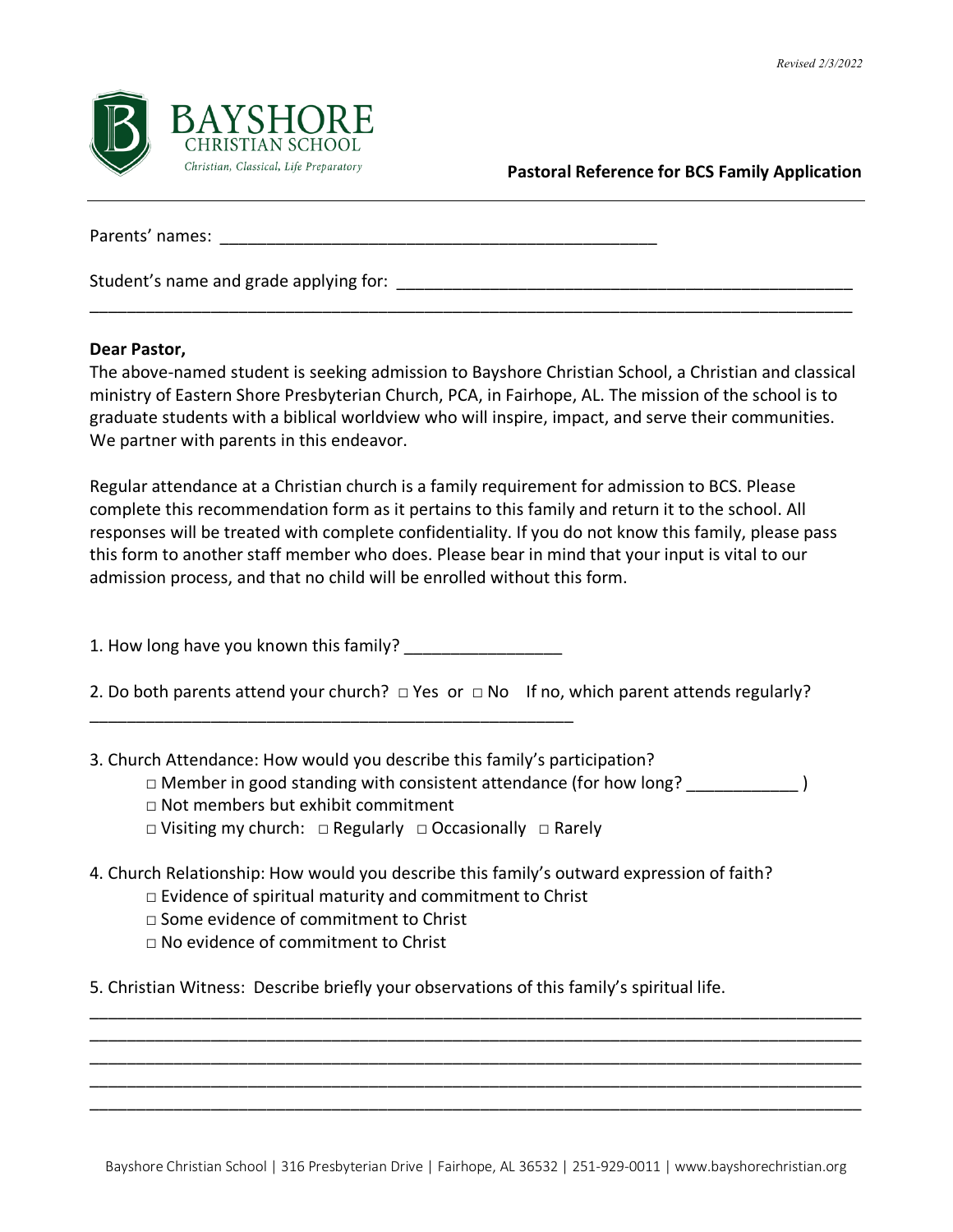Revised 2/3/2022

# BAYSHORE CHRISTIAN SCHOOL

*Christian, Classical, Life Preparatory*

**Pastoral Reference for BCS Family Application**

---

Parents' names: ________________________________________________

Student's name and grade applying for: _____________________________________________
_________________________________________________________________________________

**Dear Pastor,**

The above-named student is seeking admission to Bayshore Christian School, a Christian and classical ministry of Eastern Shore Presbyterian Church, PCA, in Fairhope, AL. The mission of the school is to graduate students with a biblical worldview who will inspire, impact, and serve their communities. We partner with parents in this endeavor.

Regular attendance at a Christian church is a family requirement for admission to BCS. Please complete this recommendation form as it pertains to this family and return it to the school. All responses will be treated with complete confidentiality. If you do not know this family, please pass this form to another staff member who does. Please bear in mind that your input is vital to our admission process, and that no child will be enrolled without this form.

1. How long have you known this family? ________________

2. Do both parents attend your church? □ Yes or □ No If no, which parent attends regularly?
_____________________________________________________

3. Church Attendance: How would you describe this family's participation?
   - □ Member in good standing with consistent attendance (for how long? ___________ )
   - □ Not members but exhibit commitment
   - □ Visiting my church: □ Regularly □ Occasionally □ Rarely

4. Church Relationship: How would you describe this family's outward expression of faith?
   - □ Evidence of spiritual maturity and commitment to Christ
   - □ Some evidence of commitment to Christ
   - □ No evidence of commitment to Christ

5. Christian Witness: Describe briefly your observations of this family's spiritual life.
_________________________________________________________________________________
_________________________________________________________________________________
_________________________________________________________________________________
_________________________________________________________________________________
_________________________________________________________________________________

Bayshore Christian School | 316 Presbyterian Drive | Fairhope, AL 36532 | 251-929-0011 | www.bayshorechristian.org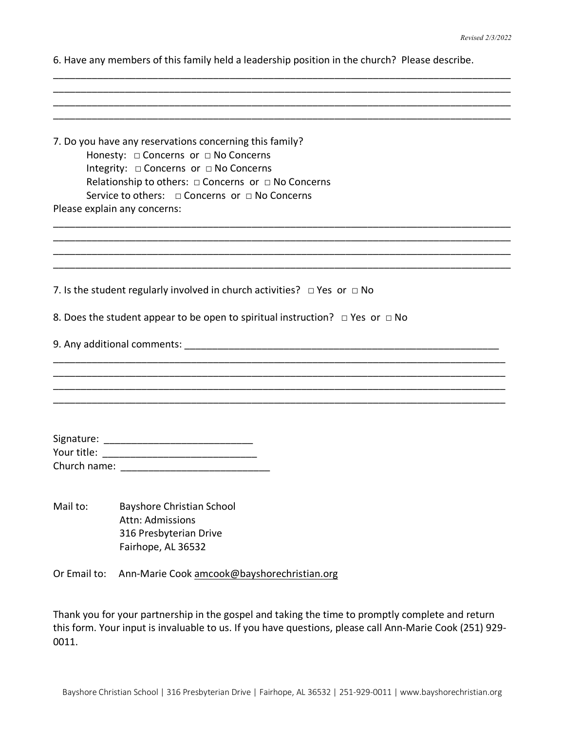6. Have any members of this family held a leadership position in the church? Please describe.

________________________________________________________________________________
________________________________________________________________________________
________________________________________________________________________________
________________________________________________________________________________

7. Do you have any reservations concerning this family?

Honesty: □ Concerns or □ No Concerns
Integrity: □ Concerns or □ No Concerns
Relationship to others: □ Concerns or □ No Concerns
Service to others: □ Concerns or □ No Concerns

Please explain any concerns:

________________________________________________________________________________
________________________________________________________________________________
________________________________________________________________________________
________________________________________________________________________________

7. Is the student regularly involved in church activities? □ Yes or □ No

8. Does the student appear to be open to spiritual instruction? □ Yes or □ No

9. Any additional comments: ____________________________________________________________

________________________________________________________________________________
________________________________________________________________________________
________________________________________________________________________________
________________________________________________________________________________

Signature: ___________________________
Your title: ____________________________
Church name: ___________________________

Mail to: Bayshore Christian School
Attn: Admissions
316 Presbyterian Drive
Fairhope, AL 36532

Or Email to: Ann-Marie Cook amcook@bayshorechristian.org

Thank you for your partnership in the gospel and taking the time to promptly complete and return this form. Your input is invaluable to us. If you have questions, please call Ann-Marie Cook (251) 929-0011.